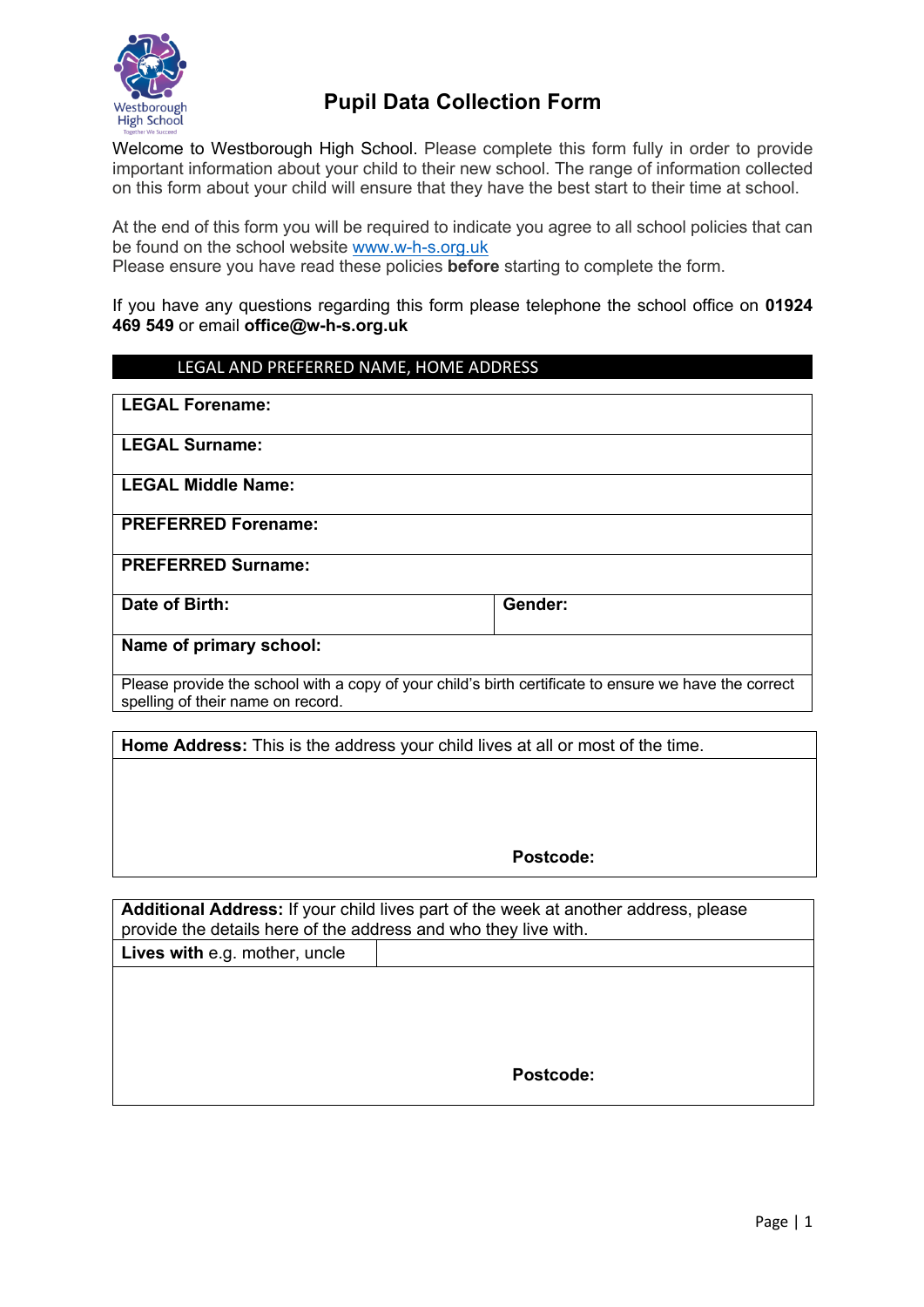Westborough High School

Together We Succeed

# Pupil Data Collection Form

Welcome to Westborough High School. Please complete this form fully in order to provide important information about your child to their new school. The range of information collected on this form about your child will ensure that they have the best start to their time at school.

At the end of this form you will be required to indicate you agree to all school policies that can be found on the school website www.w-h-s.org.uk
Please ensure you have read these policies **before** starting to complete the form.

If you have any questions regarding this form please telephone the school office on **01924 469 549** or email **office@w-h-s.org.uk**

## LEGAL AND PREFERRED NAME, HOME ADDRESS

| | |
|---|---|
| **LEGAL Forename:** | |
| **LEGAL Surname:** | |
| **LEGAL Middle Name:** | |
| **PREFERRED Forename:** | |
| **PREFERRED Surname:** | |
| **Date of Birth:** | **Gender:** |
| **Name of primary school:** | |
| Please provide the school with a copy of your child's birth certificate to ensure we have the correct spelling of their name on record. | |

| |
|---|
| **Home Address:** This is the address your child lives at all or most of the time. |
| **Postcode:** |

| | |
|---|---|
| **Additional Address:** If your child lives part of the week at another address, please provide the details here of the address and who they live with. | |
| **Lives with** e.g. mother, uncle | |
| **Postcode:** | |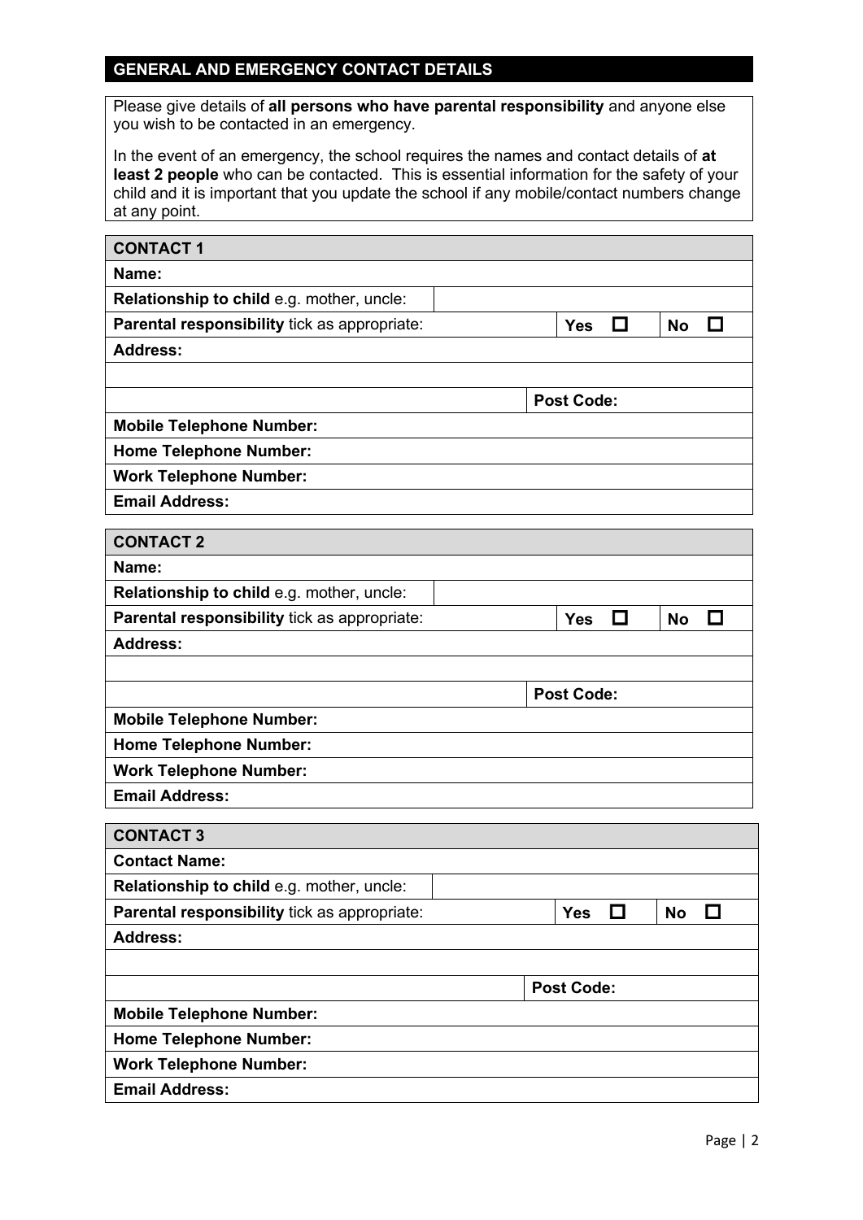## GENERAL AND EMERGENCY CONTACT DETAILS

Please give details of **all persons who have parental responsibility** and anyone else you wish to be contacted in an emergency.

In the event of an emergency, the school requires the names and contact details of **at least 2 people** who can be contacted. This is essential information for the safety of your child and it is important that you update the school if any mobile/contact numbers change at any point.

| **CONTACT 1** | | | |
|---|---|---|---|
| **Name:** | | | |
| **Relationship to child** e.g. mother, uncle: | | | |
| **Parental responsibility** tick as appropriate: | | **Yes** ☐ | **No** ☐ |
| **Address:** | | | |
| | | | |
| | | **Post Code:** | |
| **Mobile Telephone Number:** | | | |
| **Home Telephone Number:** | | | |
| **Work Telephone Number:** | | | |
| **Email Address:** | | | |

| **CONTACT 2** | | | |
|---|---|---|---|
| **Name:** | | | |
| **Relationship to child** e.g. mother, uncle: | | | |
| **Parental responsibility** tick as appropriate: | | **Yes** ☐ | **No** ☐ |
| **Address:** | | | |
| | | | |
| | | **Post Code:** | |
| **Mobile Telephone Number:** | | | |
| **Home Telephone Number:** | | | |
| **Work Telephone Number:** | | | |
| **Email Address:** | | | |

| **CONTACT 3** | | | |
|---|---|---|---|
| **Contact Name:** | | | |
| **Relationship to child** e.g. mother, uncle: | | | |
| **Parental responsibility** tick as appropriate: | | **Yes** ☐ | **No** ☐ |
| **Address:** | | | |
| | | | |
| | | **Post Code:** | |
| **Mobile Telephone Number:** | | | |
| **Home Telephone Number:** | | | |
| **Work Telephone Number:** | | | |
| **Email Address:** | | | |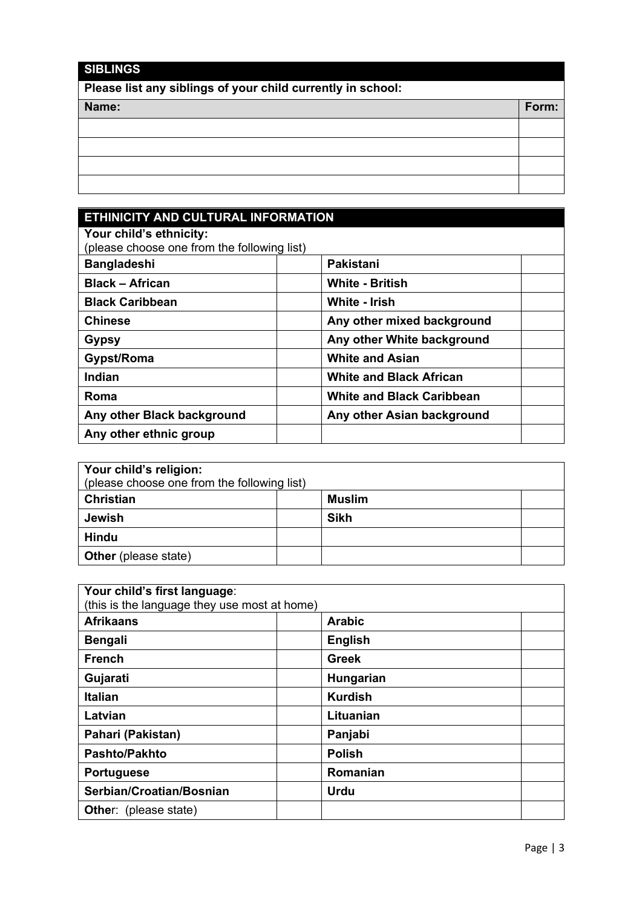## SIBLINGS

**Please list any siblings of your child currently in school:**

| Name: | Form: |
|---|---|
| | |
| | |
| | |
| | |

## ETHINICITY AND CULTURAL INFORMATION

**Your child's ethnicity:**
(please choose one from the following list)

| | | | |
|---|---|---|---|
| **Bangladeshi** | | **Pakistani** | |
| **Black – African** | | **White - British** | |
| **Black Caribbean** | | **White - Irish** | |
| **Chinese** | | **Any other mixed background** | |
| **Gypsy** | | **Any other White background** | |
| **Gypst/Roma** | | **White and Asian** | |
| **Indian** | | **White and Black African** | |
| **Roma** | | **White and Black Caribbean** | |
| **Any other Black background** | | **Any other Asian background** | |
| **Any other ethnic group** | | | |

**Your child's religion:**
(please choose one from the following list)

| | | | |
|---|---|---|---|
| **Christian** | | **Muslim** | |
| **Jewish** | | **Sikh** | |
| **Hindu** | | | |
| **Other** (please state) | | | |

**Your child's first language**:
(this is the language they use most at home)

| | | | |
|---|---|---|---|
| **Afrikaans** | | **Arabic** | |
| **Bengali** | | **English** | |
| **French** | | **Greek** | |
| **Gujarati** | | **Hungarian** | |
| **Italian** | | **Kurdish** | |
| **Latvian** | | **Lituanian** | |
| **Pahari (Pakistan)** | | **Panjabi** | |
| **Pashto/Pakhto** | | **Polish** | |
| **Portuguese** | | **Romanian** | |
| **Serbian/Croatian/Bosnian** | | **Urdu** | |
| **Other**: (please state) | | | |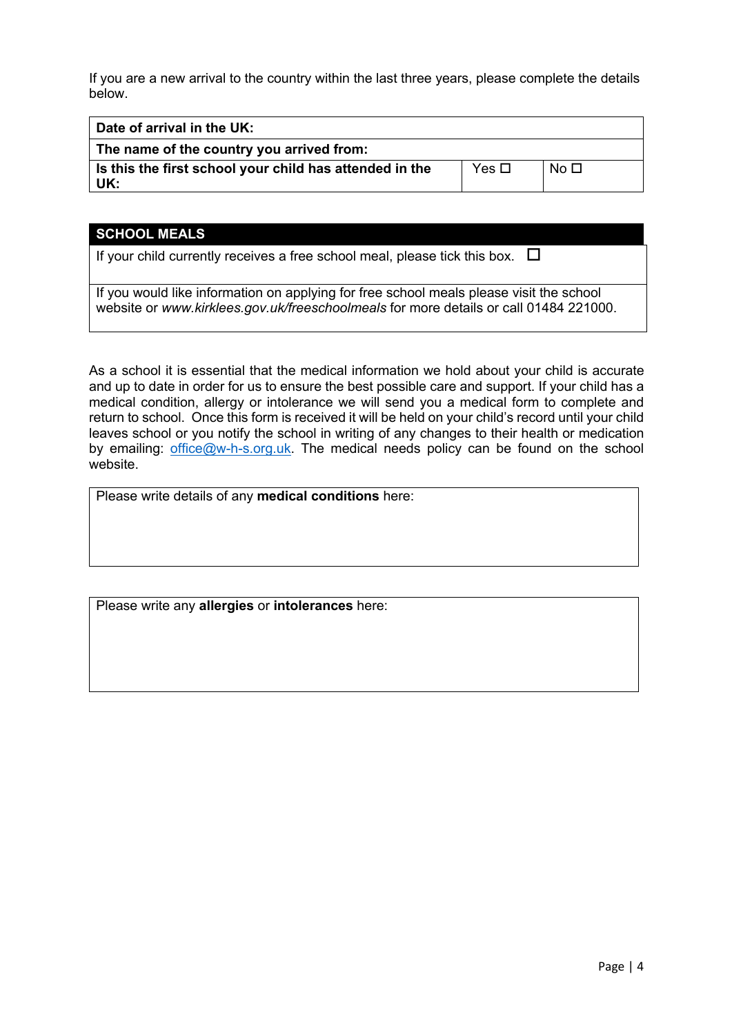If you are a new arrival to the country within the last three years, please complete the details below.

| Date of arrival in the UK: | | |
|---|---|---|
| **The name of the country you arrived from:** | | |
| **Is this the first school your child has attended in the UK:** | Yes ☐ | No ☐ |

| SCHOOL MEALS |
|---|
| If your child currently receives a free school meal, please tick this box. ☐ |
| If you would like information on applying for free school meals please visit the school website or *www.kirklees.gov.uk/freeschoolmeals* for more details or call 01484 221000. |

As a school it is essential that the medical information we hold about your child is accurate and up to date in order for us to ensure the best possible care and support. If your child has a medical condition, allergy or intolerance we will send you a medical form to complete and return to school. Once this form is received it will be held on your child's record until your child leaves school or you notify the school in writing of any changes to their health or medication by emailing: office@w-h-s.org.uk. The medical needs policy can be found on the school website.

| Please write details of any **medical conditions** here: |
|---|
| |

| Please write any **allergies** or **intolerances** here: |
|---|
| |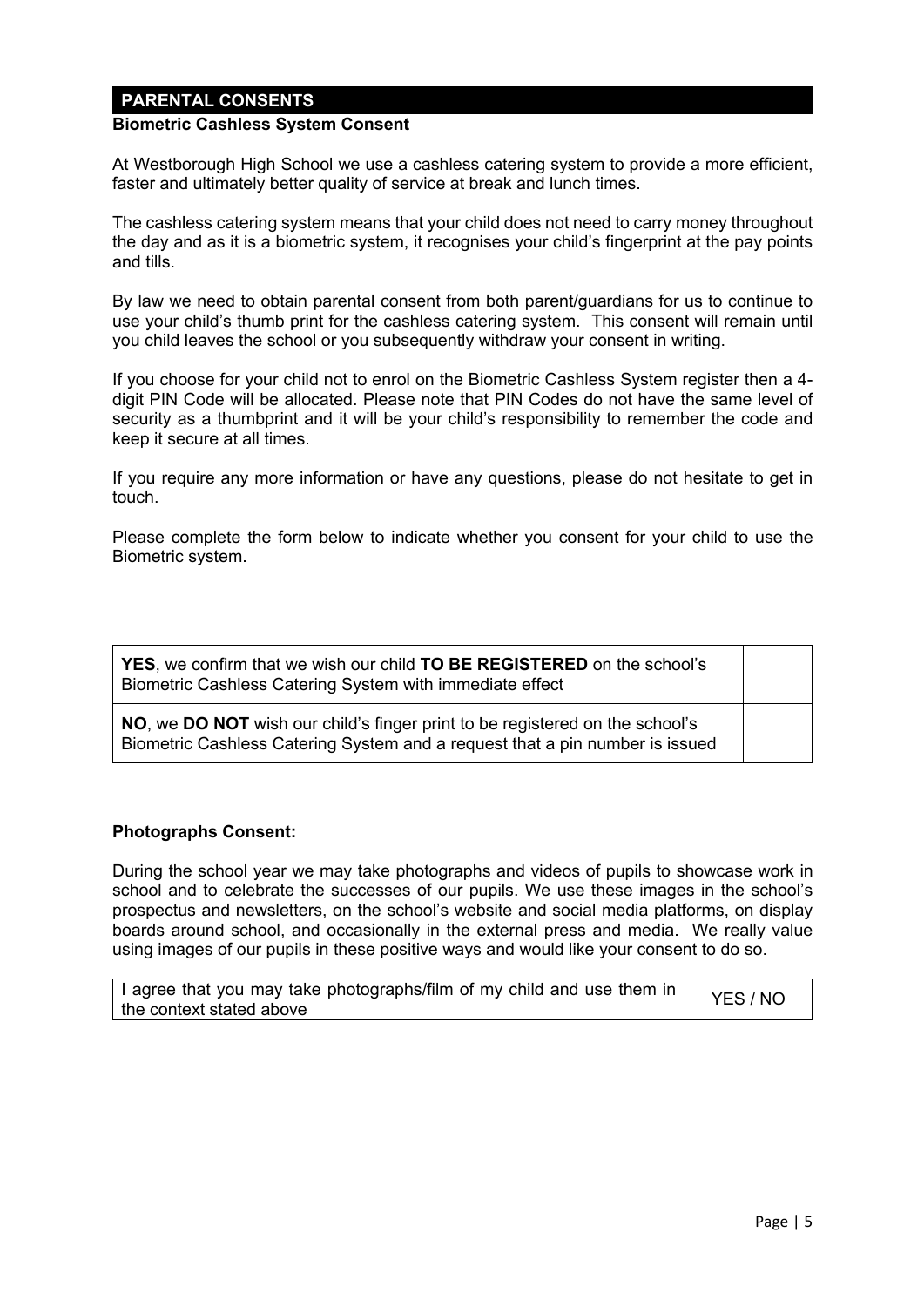## PARENTAL CONSENTS

**Biometric Cashless System Consent**

At Westborough High School we use a cashless catering system to provide a more efficient, faster and ultimately better quality of service at break and lunch times.

The cashless catering system means that your child does not need to carry money throughout the day and as it is a biometric system, it recognises your child's fingerprint at the pay points and tills.

By law we need to obtain parental consent from both parent/guardians for us to continue to use your child's thumb print for the cashless catering system. This consent will remain until you child leaves the school or you subsequently withdraw your consent in writing.

If you choose for your child not to enrol on the Biometric Cashless System register then a 4-digit PIN Code will be allocated. Please note that PIN Codes do not have the same level of security as a thumbprint and it will be your child's responsibility to remember the code and keep it secure at all times.

If you require any more information or have any questions, please do not hesitate to get in touch.

Please complete the form below to indicate whether you consent for your child to use the Biometric system.

| | |
|---|---|
| **YES**, we confirm that we wish our child **TO BE REGISTERED** on the school's Biometric Cashless Catering System with immediate effect | |
| **NO**, we **DO NOT** wish our child's finger print to be registered on the school's Biometric Cashless Catering System and a request that a pin number is issued | |

**Photographs Consent:**

During the school year we may take photographs and videos of pupils to showcase work in school and to celebrate the successes of our pupils. We use these images in the school's prospectus and newsletters, on the school's website and social media platforms, on display boards around school, and occasionally in the external press and media. We really value using images of our pupils in these positive ways and would like your consent to do so.

| | |
|---|---|
| I agree that you may take photographs/film of my child and use them in the context stated above | YES / NO |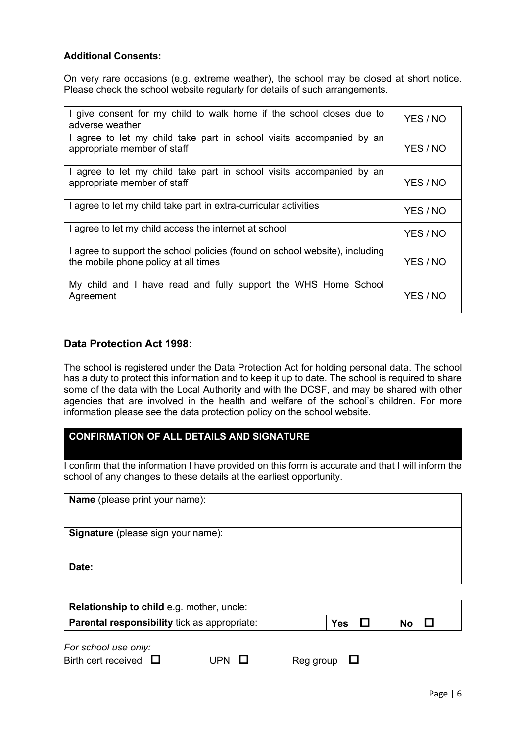**Additional Consents:**

On very rare occasions (e.g. extreme weather), the school may be closed at short notice. Please check the school website regularly for details of such arrangements.

| | |
|---|---|
| I give consent for my child to walk home if the school closes due to adverse weather | YES / NO |
| I agree to let my child take part in school visits accompanied by an appropriate member of staff | YES / NO |
| I agree to let my child take part in school visits accompanied by an appropriate member of staff | YES / NO |
| I agree to let my child take part in extra-curricular activities | YES / NO |
| I agree to let my child access the internet at school | YES / NO |
| I agree to support the school policies (found on school website), including the mobile phone policy at all times | YES / NO |
| My child and I have read and fully support the WHS Home School Agreement | YES / NO |

## Data Protection Act 1998:

The school is registered under the Data Protection Act for holding personal data. The school has a duty to protect this information and to keep it up to date. The school is required to share some of the data with the Local Authority and with the DCSF, and may be shared with other agencies that are involved in the health and welfare of the school's children. For more information please see the data protection policy on the school website.

## CONFIRMATION OF ALL DETAILS AND SIGNATURE

I confirm that the information I have provided on this form is accurate and that I will inform the school of any changes to these details at the earliest opportunity.

| |
|---|
| **Name** (please print your name): |
| **Signature** (please sign your name): |
| **Date:** |

| | | |
|---|---|---|
| **Relationship to child** e.g. mother, uncle: | | |
| **Parental responsibility** tick as appropriate: | **Yes** ☐ | **No** ☐ |

*For school use only:*

Birth cert received ☐ UPN ☐ Reg group ☐